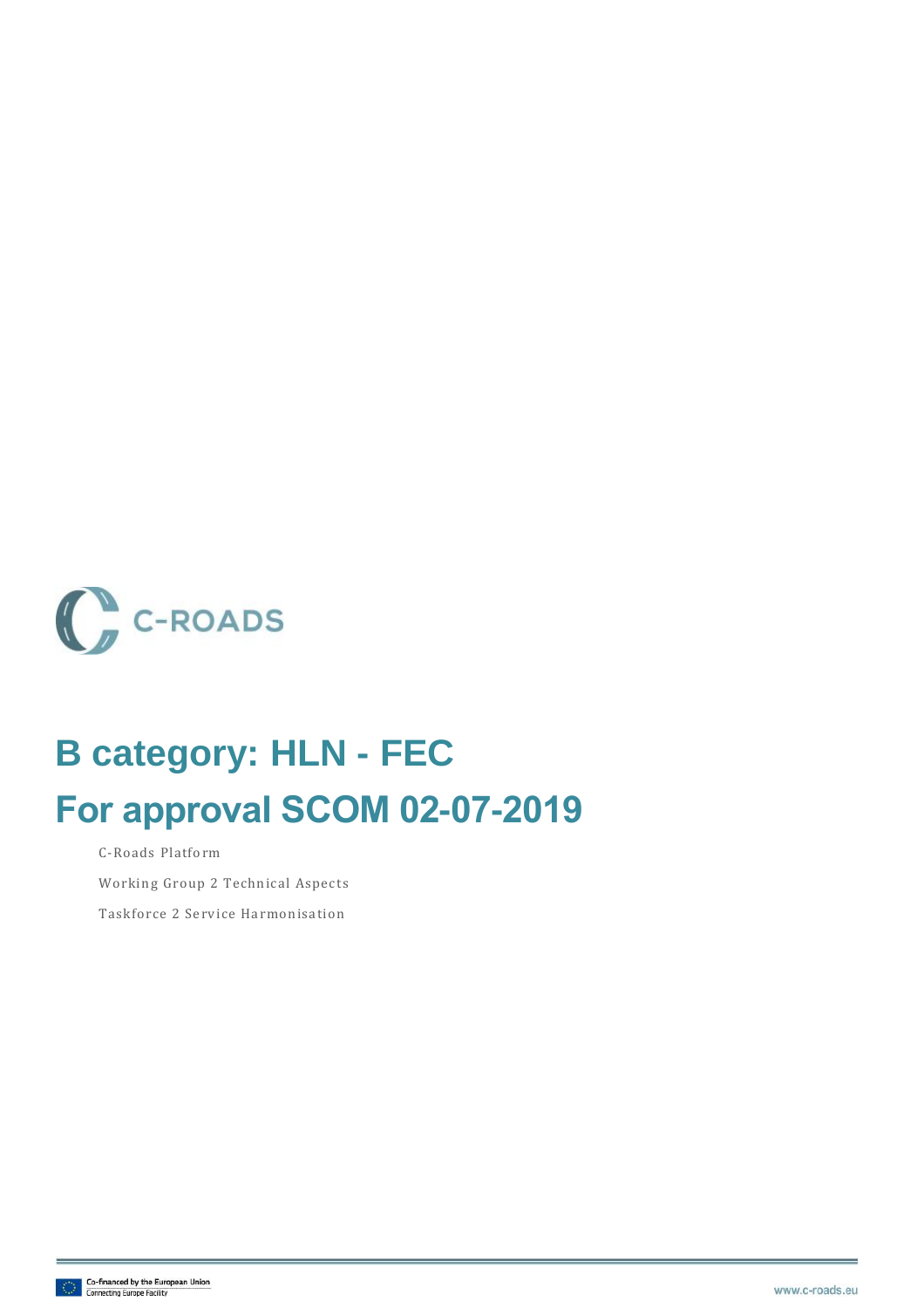C-ROADS

# B category: HLN - FEC

# For approval SCOM 02-07-2019

C-Roads Platform

Working Group 2 Technical Aspects

Taskforce 2 Service Harmonisation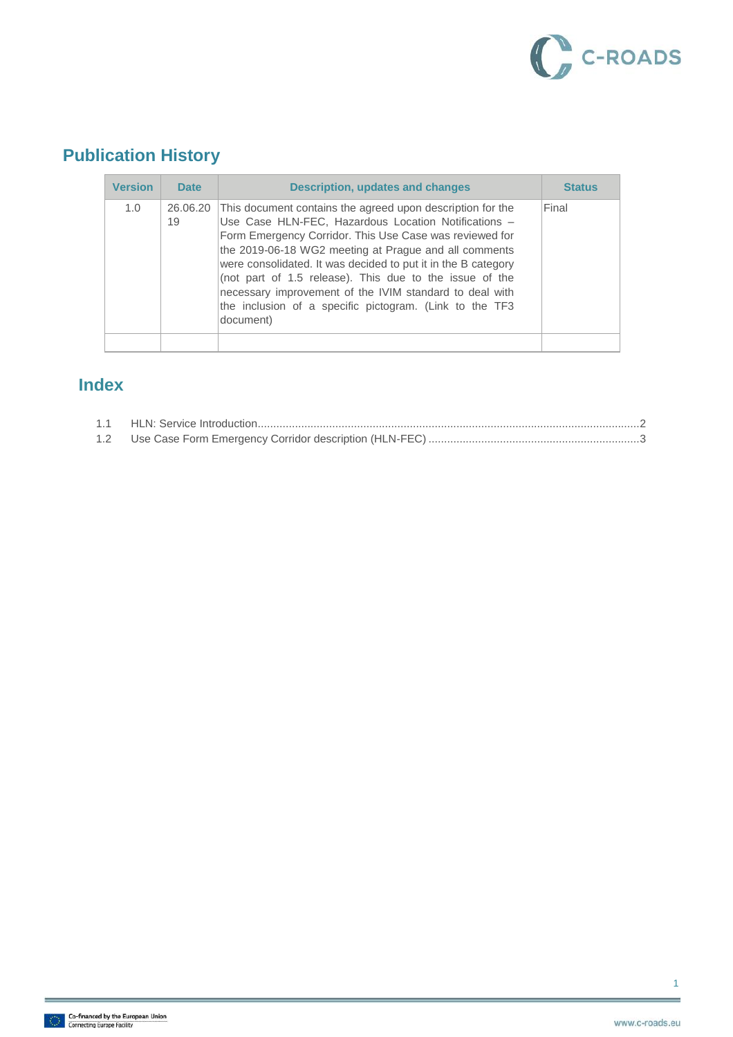## Publication History

| Version | Date | Description, updates and changes | Status |
|---|---|---|---|
| 1.0 | 26.06.2019 | This document contains the agreed upon description for the Use Case HLN-FEC, Hazardous Location Notifications – Form Emergency Corridor. This Use Case was reviewed for the 2019-06-18 WG2 meeting at Prague and all comments were consolidated. It was decided to put it in the B category (not part of 1.5 release). This due to the issue of the necessary improvement of the IVIM standard to deal with the inclusion of a specific pictogram. (Link to the TF3 document) | Final |
| | | | |

## Index

1.1 HLN: Service Introduction........................................................................2

1.2 Use Case Form Emergency Corridor description (HLN-FEC) ....................3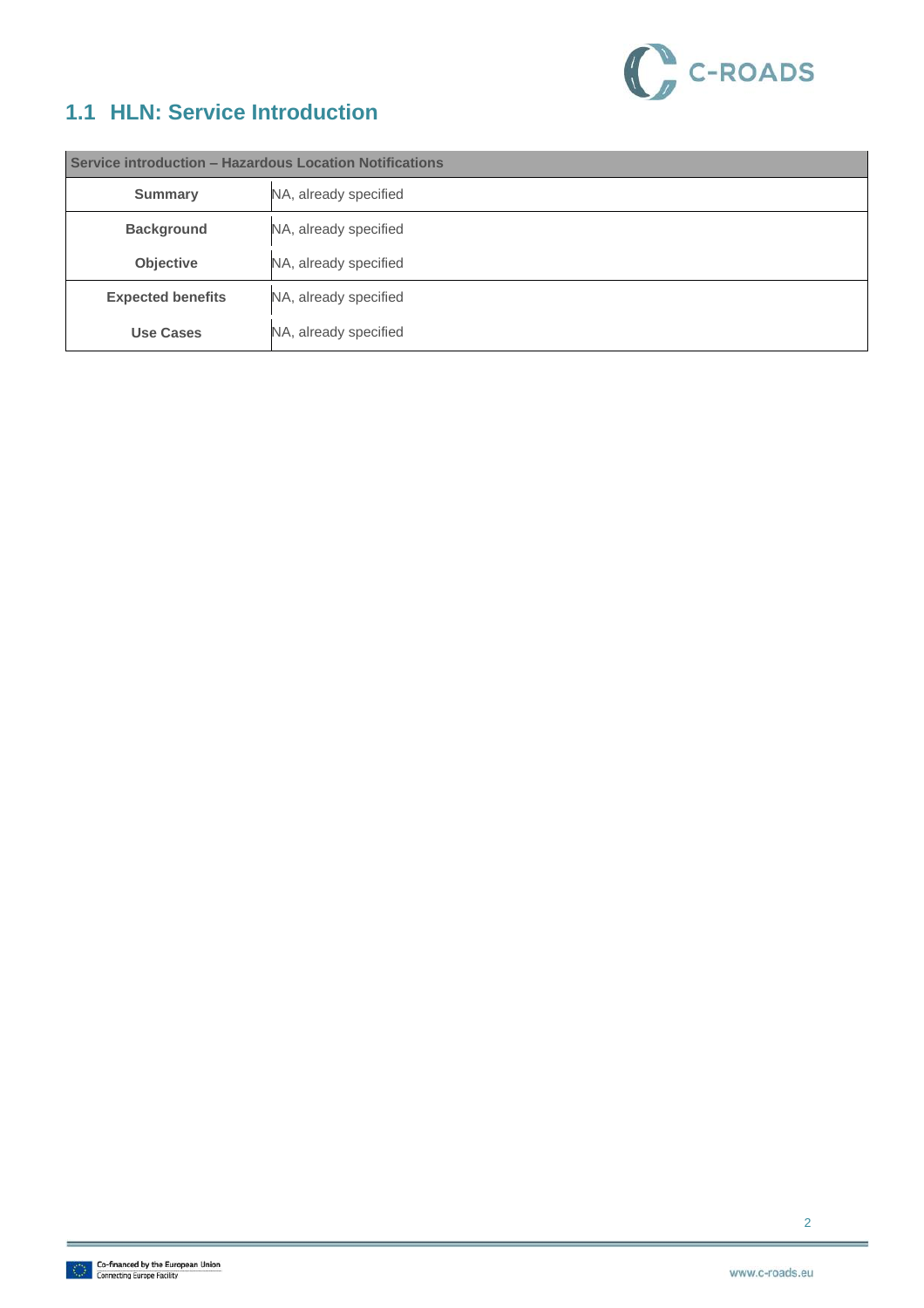## 1.1 HLN: Service Introduction

| Service introduction – Hazardous Location Notifications | |
|---|---|
| **Summary** | NA, already specified |
| **Background** | NA, already specified |
| **Objective** | NA, already specified |
| **Expected benefits** | NA, already specified |
| **Use Cases** | NA, already specified |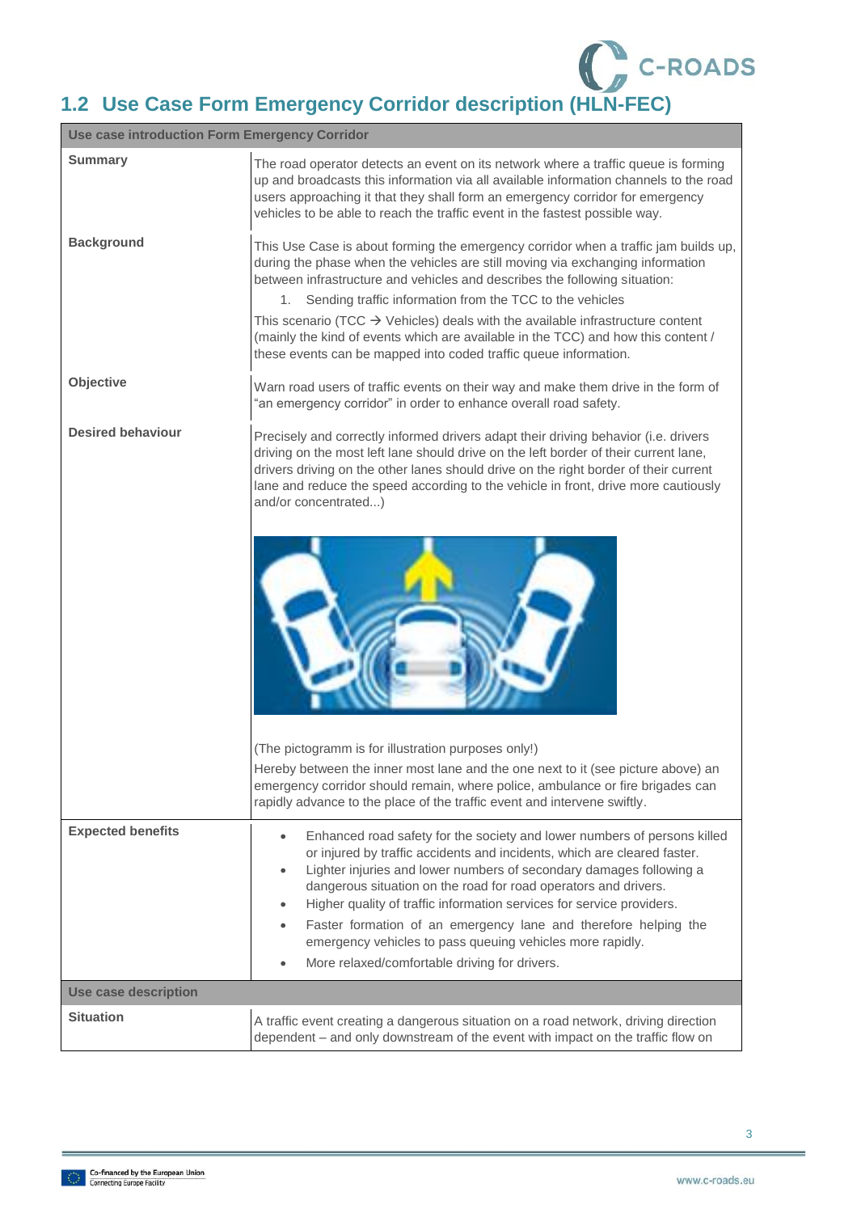## 1.2 Use Case Form Emergency Corridor description (HLN-FEC)

| Use case introduction Form Emergency Corridor | |
|---|---|
| **Summary** | The road operator detects an event on its network where a traffic queue is forming up and broadcasts this information via all available information channels to the road users approaching it that they shall form an emergency corridor for emergency vehicles to be able to reach the traffic event in the fastest possible way. |
| **Background** | This Use Case is about forming the emergency corridor when a traffic jam builds up, during the phase when the vehicles are still moving via exchanging information between infrastructure and vehicles and describes the following situation:<br>1. Sending traffic information from the TCC to the vehicles<br>This scenario (TCC → Vehicles) deals with the available infrastructure content (mainly the kind of events which are available in the TCC) and how this content / these events can be mapped into coded traffic queue information. |
| **Objective** | Warn road users of traffic events on their way and make them drive in the form of "an emergency corridor" in order to enhance overall road safety. |
| **Desired behaviour** | Precisely and correctly informed drivers adapt their driving behavior (i.e. drivers driving on the most left lane should drive on the left border of their current lane, drivers driving on the other lanes should drive on the right border of their current lane and reduce the speed according to the vehicle in front, drive more cautiously and/or concentrated...)<br><br>(The pictogramm is for illustration purposes only!)<br>Hereby between the inner most lane and the one next to it (see picture above) an emergency corridor should remain, where police, ambulance or fire brigades can rapidly advance to the place of the traffic event and intervene swiftly. |
| **Expected benefits** | • Enhanced road safety for the society and lower numbers of persons killed or injured by traffic accidents and incidents, which are cleared faster.<br>• Lighter injuries and lower numbers of secondary damages following a dangerous situation on the road for road operators and drivers.<br>• Higher quality of traffic information services for service providers.<br>• Faster formation of an emergency lane and therefore helping the emergency vehicles to pass queuing vehicles more rapidly.<br>• More relaxed/comfortable driving for drivers. |
| **Use case description** | |
| **Situation** | A traffic event creating a dangerous situation on a road network, driving direction dependent – and only downstream of the event with impact on the traffic flow on |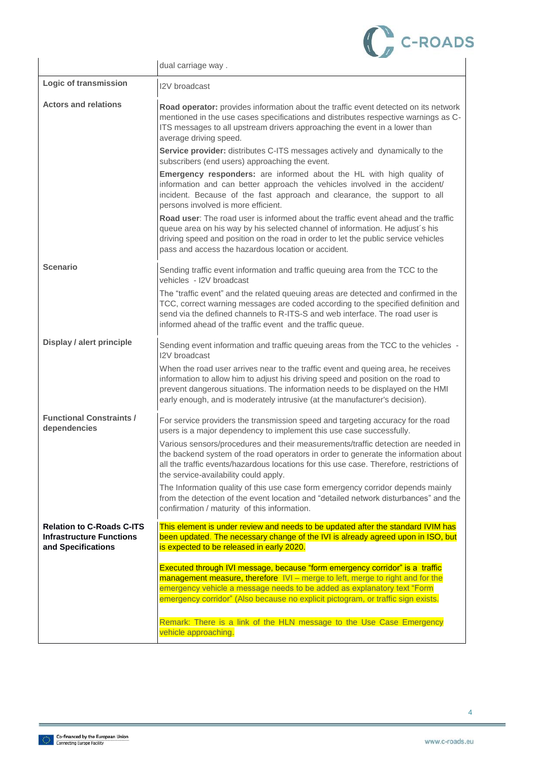| | |
|---|---|
| | dual carriage way . |
| **Logic of transmission** | I2V broadcast |
| **Actors and relations** | **Road operator:** provides information about the traffic event detected on its network mentioned in the use cases specifications and distributes respective warnings as C-ITS messages to all upstream drivers approaching the event in a lower than average driving speed.<br>**Service provider:** distributes C-ITS messages actively and dynamically to the subscribers (end users) approaching the event.<br>**Emergency responders:** are informed about the HL with high quality of information and can better approach the vehicles involved in the accident/ incident. Because of the fast approach and clearance, the support to all persons involved is more efficient.<br>**Road user**: The road user is informed about the traffic event ahead and the traffic queue area on his way by his selected channel of information. He adjust´s his driving speed and position on the road in order to let the public service vehicles pass and access the hazardous location or accident. |
| **Scenario** | Sending traffic event information and traffic queuing area from the TCC to the vehicles - I2V broadcast<br>The "traffic event" and the related queuing areas are detected and confirmed in the TCC, correct warning messages are coded according to the specified definition and send via the defined channels to R-ITS-S and web interface. The road user is informed ahead of the traffic event and the traffic queue. |
| **Display / alert principle** | Sending event information and traffic queuing areas from the TCC to the vehicles - I2V broadcast<br>When the road user arrives near to the traffic event and queing area, he receives information to allow him to adjust his driving speed and position on the road to prevent dangerous situations. The information needs to be displayed on the HMI early enough, and is moderately intrusive (at the manufacturer's decision). |
| **Functional Constraints / dependencies** | For service providers the transmission speed and targeting accuracy for the road users is a major dependency to implement this use case successfully.<br>Various sensors/procedures and their measurements/traffic detection are needed in the backend system of the road operators in order to generate the information about all the traffic events/hazardous locations for this use case. Therefore, restrictions of the service-availability could apply.<br>The Information quality of this use case form emergency corridor depends mainly from the detection of the event location and "detailed network disturbances" and the confirmation / maturity of this information. |
| **Relation to C-Roads C-ITS Infrastructure Functions and Specifications** | This element is under review and needs to be updated after the standard IVIM has been updated. The necessary change of the IVI is already agreed upon in ISO, but is expected to be released in early 2020.<br><br>Executed through IVI message, because "form emergency corridor" is a traffic management measure, therefore IVI – merge to left, merge to right and for the emergency vehicle a message needs to be added as explanatory text "Form emergency corridor" (Also because no explicit pictogram, or traffic sign exists.<br><br>Remark: There is a link of the HLN message to the Use Case Emergency vehicle approaching. |